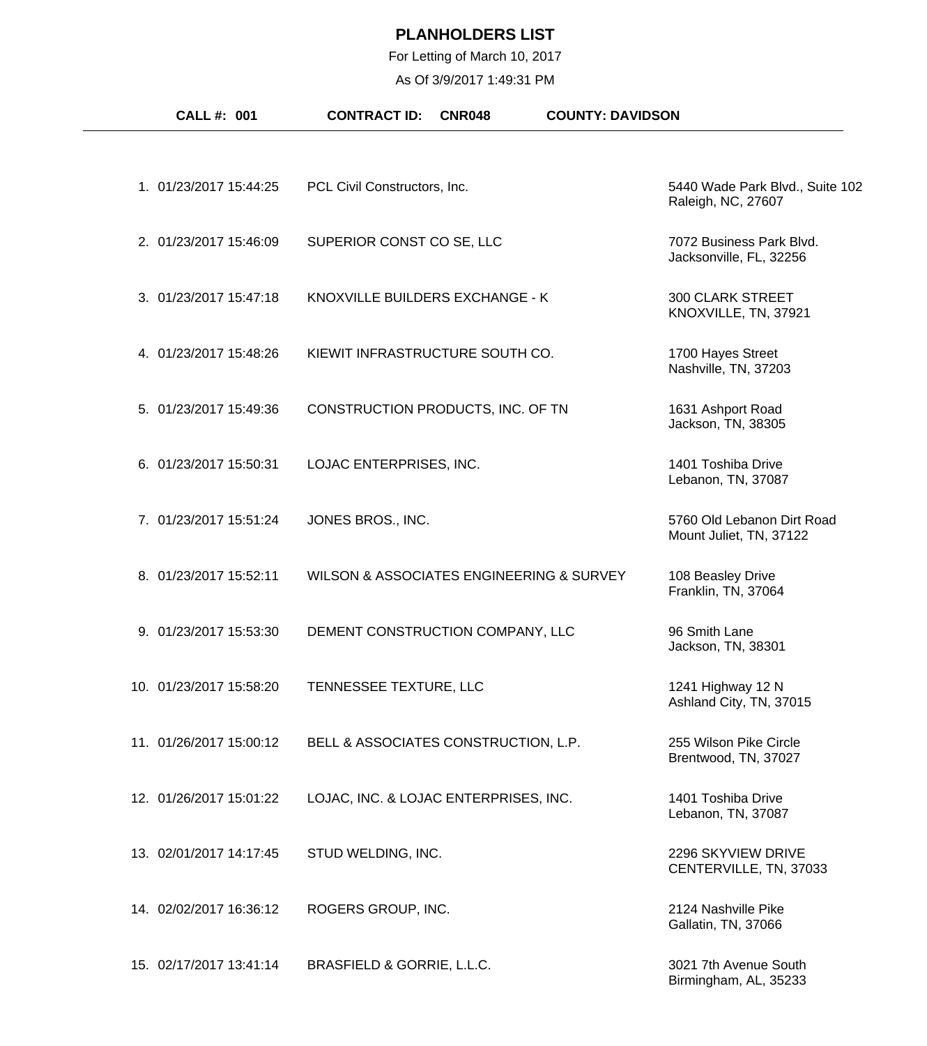# PLANHOLDERS LIST

For Letting of March 10, 2017

As Of 3/9/2017 1:49:31 PM

**CALL #: 001** **CONTRACT ID: CNR048** **COUNTY: DAVIDSON**

| | | | |
|---|---|---|---|
| 1. | 01/23/2017 15:44:25 | PCL Civil Constructors, Inc. | 5440 Wade Park Blvd., Suite 102<br>Raleigh, NC, 27607 |
| 2. | 01/23/2017 15:46:09 | SUPERIOR CONST CO SE, LLC | 7072 Business Park Blvd.<br>Jacksonville, FL, 32256 |
| 3. | 01/23/2017 15:47:18 | KNOXVILLE BUILDERS EXCHANGE - K | 300 CLARK STREET<br>KNOXVILLE, TN, 37921 |
| 4. | 01/23/2017 15:48:26 | KIEWIT INFRASTRUCTURE SOUTH CO. | 1700 Hayes Street<br>Nashville, TN, 37203 |
| 5. | 01/23/2017 15:49:36 | CONSTRUCTION PRODUCTS, INC. OF TN | 1631 Ashport Road<br>Jackson, TN, 38305 |
| 6. | 01/23/2017 15:50:31 | LOJAC ENTERPRISES, INC. | 1401 Toshiba Drive<br>Lebanon, TN, 37087 |
| 7. | 01/23/2017 15:51:24 | JONES BROS., INC. | 5760 Old Lebanon Dirt Road<br>Mount Juliet, TN, 37122 |
| 8. | 01/23/2017 15:52:11 | WILSON & ASSOCIATES ENGINEERING & SURVEY | 108 Beasley Drive<br>Franklin, TN, 37064 |
| 9. | 01/23/2017 15:53:30 | DEMENT CONSTRUCTION COMPANY, LLC | 96 Smith Lane<br>Jackson, TN, 38301 |
| 10. | 01/23/2017 15:58:20 | TENNESSEE TEXTURE, LLC | 1241 Highway 12 N<br>Ashland City, TN, 37015 |
| 11. | 01/26/2017 15:00:12 | BELL & ASSOCIATES CONSTRUCTION, L.P. | 255 Wilson Pike Circle<br>Brentwood, TN, 37027 |
| 12. | 01/26/2017 15:01:22 | LOJAC, INC. & LOJAC ENTERPRISES, INC. | 1401 Toshiba Drive<br>Lebanon, TN, 37087 |
| 13. | 02/01/2017 14:17:45 | STUD WELDING, INC. | 2296 SKYVIEW DRIVE<br>CENTERVILLE, TN, 37033 |
| 14. | 02/02/2017 16:36:12 | ROGERS GROUP, INC. | 2124 Nashville Pike<br>Gallatin, TN, 37066 |
| 15. | 02/17/2017 13:41:14 | BRASFIELD & GORRIE, L.L.C. | 3021 7th Avenue South<br>Birmingham, AL, 35233 |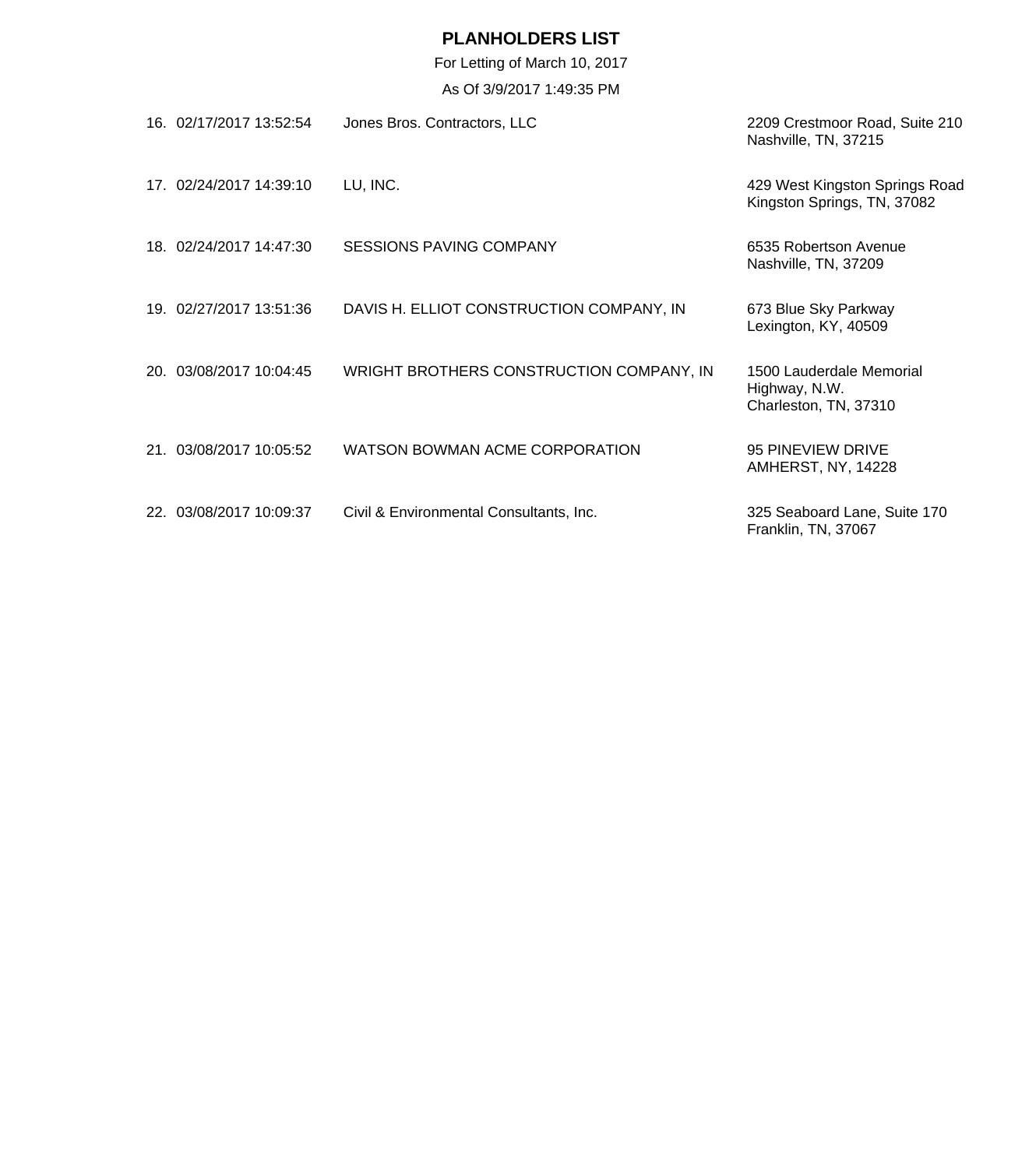# PLANHOLDERS LIST

For Letting of March 10, 2017

As Of 3/9/2017 1:49:35 PM

| | | | |
|---|---|---|---|
| 16. | 02/17/2017 13:52:54 | Jones Bros. Contractors, LLC | 2209 Crestmoor Road, Suite 210<br>Nashville, TN, 37215 |
| 17. | 02/24/2017 14:39:10 | LU, INC. | 429 West Kingston Springs Road<br>Kingston Springs, TN, 37082 |
| 18. | 02/24/2017 14:47:30 | SESSIONS PAVING COMPANY | 6535 Robertson Avenue<br>Nashville, TN, 37209 |
| 19. | 02/27/2017 13:51:36 | DAVIS H. ELLIOT CONSTRUCTION COMPANY, IN | 673 Blue Sky Parkway<br>Lexington, KY, 40509 |
| 20. | 03/08/2017 10:04:45 | WRIGHT BROTHERS CONSTRUCTION COMPANY, IN | 1500 Lauderdale Memorial Highway, N.W.<br>Charleston, TN, 37310 |
| 21. | 03/08/2017 10:05:52 | WATSON BOWMAN ACME CORPORATION | 95 PINEVIEW DRIVE<br>AMHERST, NY, 14228 |
| 22. | 03/08/2017 10:09:37 | Civil & Environmental Consultants, Inc. | 325 Seaboard Lane, Suite 170<br>Franklin, TN, 37067 |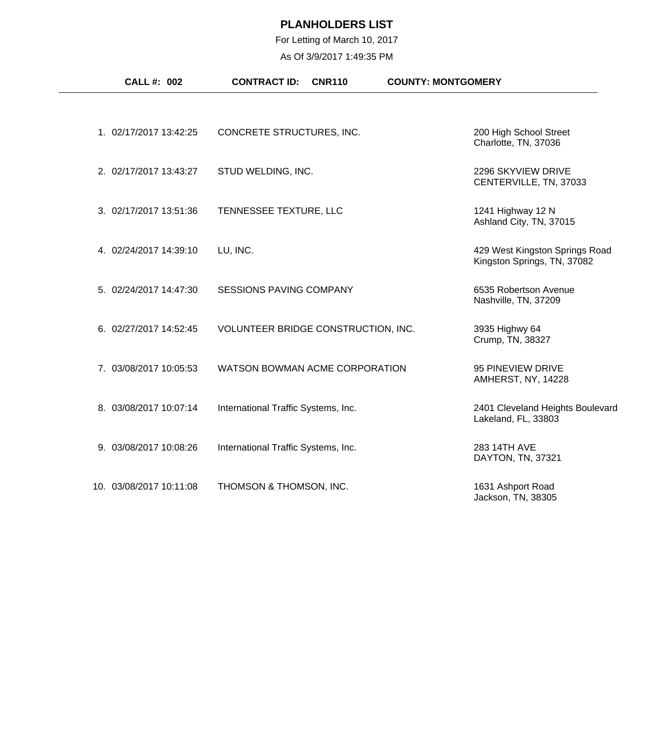# PLANHOLDERS LIST

For Letting of March 10, 2017

As Of 3/9/2017 1:49:35 PM

**CALL #: 002** **CONTRACT ID: CNR110** **COUNTY: MONTGOMERY**

| | | | |
|---|---|---|---|
| 1. | 02/17/2017 13:42:25 | CONCRETE STRUCTURES, INC. | 200 High School Street<br>Charlotte, TN, 37036 |
| 2. | 02/17/2017 13:43:27 | STUD WELDING, INC. | 2296 SKYVIEW DRIVE<br>CENTERVILLE, TN, 37033 |
| 3. | 02/17/2017 13:51:36 | TENNESSEE TEXTURE, LLC | 1241 Highway 12 N<br>Ashland City, TN, 37015 |
| 4. | 02/24/2017 14:39:10 | LU, INC. | 429 West Kingston Springs Road<br>Kingston Springs, TN, 37082 |
| 5. | 02/24/2017 14:47:30 | SESSIONS PAVING COMPANY | 6535 Robertson Avenue<br>Nashville, TN, 37209 |
| 6. | 02/27/2017 14:52:45 | VOLUNTEER BRIDGE CONSTRUCTION, INC. | 3935 Highwy 64<br>Crump, TN, 38327 |
| 7. | 03/08/2017 10:05:53 | WATSON BOWMAN ACME CORPORATION | 95 PINEVIEW DRIVE<br>AMHERST, NY, 14228 |
| 8. | 03/08/2017 10:07:14 | International Traffic Systems, Inc. | 2401 Cleveland Heights Boulevard<br>Lakeland, FL, 33803 |
| 9. | 03/08/2017 10:08:26 | International Traffic Systems, Inc. | 283 14TH AVE<br>DAYTON, TN, 37321 |
| 10. | 03/08/2017 10:11:08 | THOMSON & THOMSON, INC. | 1631 Ashport Road<br>Jackson, TN, 38305 |